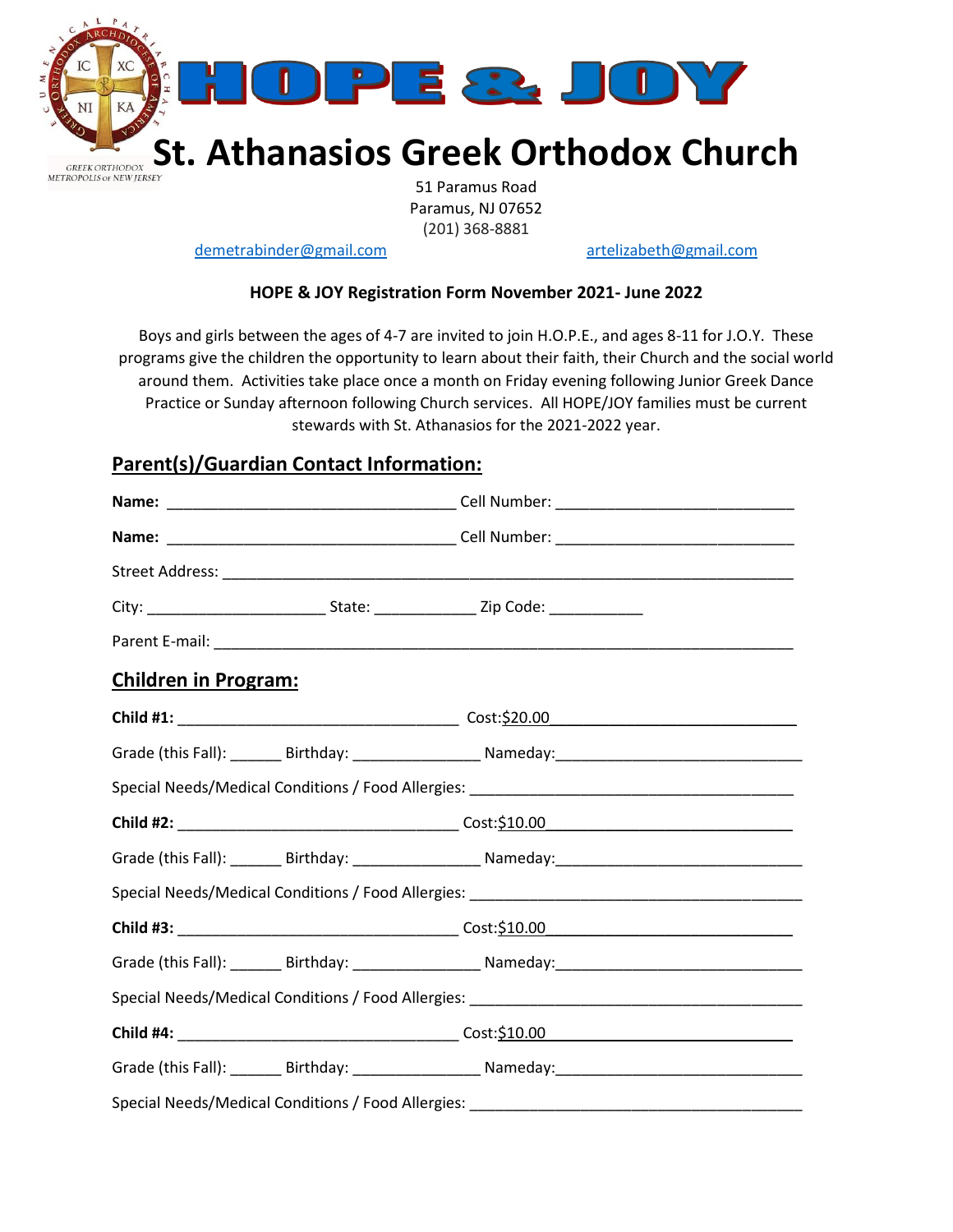# HOPE & JOY

# St. Athanasios Greek Orthodox Church

51 Paramus Road
Paramus, NJ 07652
(201) 368-8881

demetrabinder@gmail.com    artelizabeth@gmail.com

**HOPE & JOY Registration Form November 2021- June 2022**

Boys and girls between the ages of 4-7 are invited to join H.O.P.E., and ages 8-11 for J.O.Y. These programs give the children the opportunity to learn about their faith, their Church and the social world around them. Activities take place once a month on Friday evening following Junior Greek Dance Practice or Sunday afternoon following Church services. All HOPE/JOY families must be current stewards with St. Athanasios for the 2021-2022 year.

## Parent(s)/Guardian Contact Information:

**Name:** ________________________________ Cell Number: __________________________

**Name:** ________________________________ Cell Number: __________________________

Street Address: ______________________________________________________________

City: ____________________ State: ___________ Zip Code: __________

Parent E-mail: _______________________________________________________________

## Children in Program:

**Child #1:** _______________________________ Cost: $20.00

Grade (this Fall): ______ Birthday: ______________ Nameday: ____________________________

Special Needs/Medical Conditions / Food Allergies: ____________________________________

**Child #2:** _______________________________ Cost: $10.00

Grade (this Fall): ______ Birthday: ______________ Nameday: ____________________________

Special Needs/Medical Conditions / Food Allergies: ____________________________________

**Child #3:** _______________________________ Cost: $10.00

Grade (this Fall): ______ Birthday: ______________ Nameday: ____________________________

Special Needs/Medical Conditions / Food Allergies: ____________________________________

**Child #4:** _______________________________ Cost: $10.00

Grade (this Fall): ______ Birthday: ______________ Nameday: ____________________________

Special Needs/Medical Conditions / Food Allergies: ____________________________________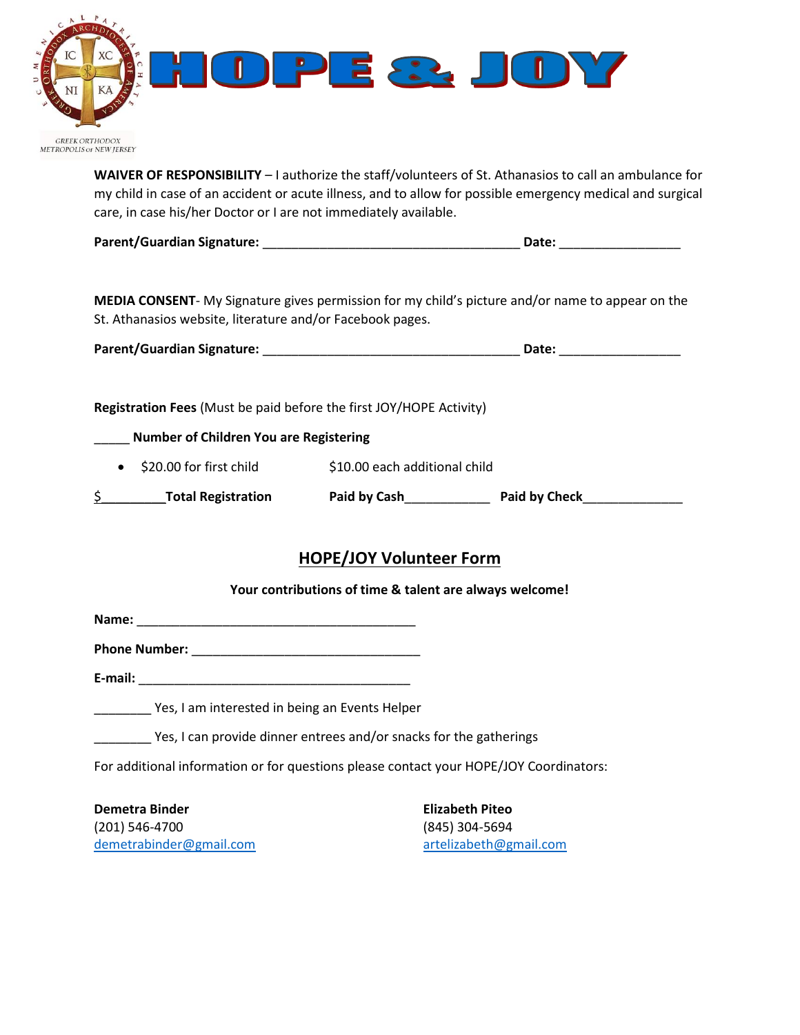# HOPE & JOY

GREEK ORTHODOX METROPOLIS OF NEW JERSEY

**WAIVER OF RESPONSIBILITY** – I authorize the staff/volunteers of St. Athanasios to call an ambulance for my child in case of an accident or acute illness, and to allow for possible emergency medical and surgical care, in case his/her Doctor or I are not immediately available.

**Parent/Guardian Signature:** ____________________________________ **Date:** _________________

**MEDIA CONSENT**- My Signature gives permission for my child's picture and/or name to appear on the St. Athanasios website, literature and/or Facebook pages.

**Parent/Guardian Signature:** ____________________________________ **Date:** _________________

**Registration Fees** (Must be paid before the first JOY/HOPE Activity)

_____ **Number of Children You are Registering**

- $20.00 for first child    $10.00 each additional child

$_________**Total Registration**    **Paid by Cash**____________    **Paid by Check**______________

## HOPE/JOY Volunteer Form

**Your contributions of time & talent are always welcome!**

**Name:** _______________________________________

**Phone Number:** ________________________________

**E-mail:** ______________________________________

________ Yes, I am interested in being an Events Helper

________ Yes, I can provide dinner entrees and/or snacks for the gatherings

For additional information or for questions please contact your HOPE/JOY Coordinators:

**Demetra Binder**
(201) 546-4700
demetrabinder@gmail.com

**Elizabeth Piteo**
(845) 304-5694
artelizabeth@gmail.com